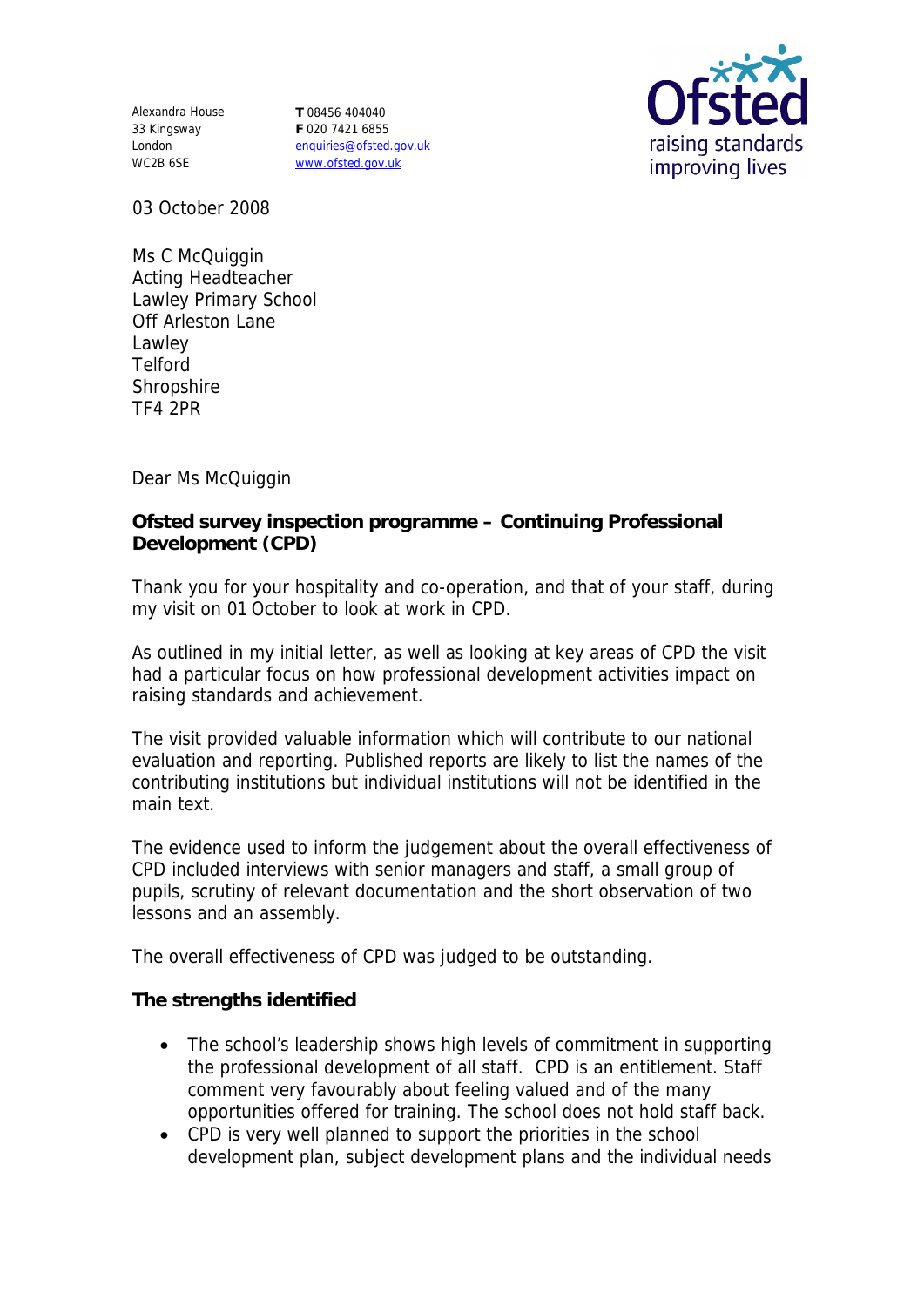Alexandra House
33 Kingsway
London
WC2B 6SE

**T** 08456 404040
**F** 020 7421 6855
enquiries@ofsted.gov.uk
www.ofsted.gov.uk

Ofsted
raising standards
improving lives

03 October 2008

Ms C McQuiggin
Acting Headteacher
Lawley Primary School
Off Arleston Lane
Lawley
Telford
Shropshire
TF4 2PR

Dear Ms McQuiggin

**Ofsted survey inspection programme – Continuing Professional Development (CPD)**

Thank you for your hospitality and co-operation, and that of your staff, during my visit on 01 October to look at work in CPD.

As outlined in my initial letter, as well as looking at key areas of CPD the visit had a particular focus on how professional development activities impact on raising standards and achievement.

The visit provided valuable information which will contribute to our national evaluation and reporting. Published reports are likely to list the names of the contributing institutions but individual institutions will not be identified in the main text.

The evidence used to inform the judgement about the overall effectiveness of CPD included interviews with senior managers and staff, a small group of pupils, scrutiny of relevant documentation and the short observation of two lessons and an assembly.

The overall effectiveness of CPD was judged to be outstanding.

**The strengths identified**

- The school's leadership shows high levels of commitment in supporting the professional development of all staff. CPD is an entitlement. Staff comment very favourably about feeling valued and of the many opportunities offered for training. The school does not hold staff back.
- CPD is very well planned to support the priorities in the school development plan, subject development plans and the individual needs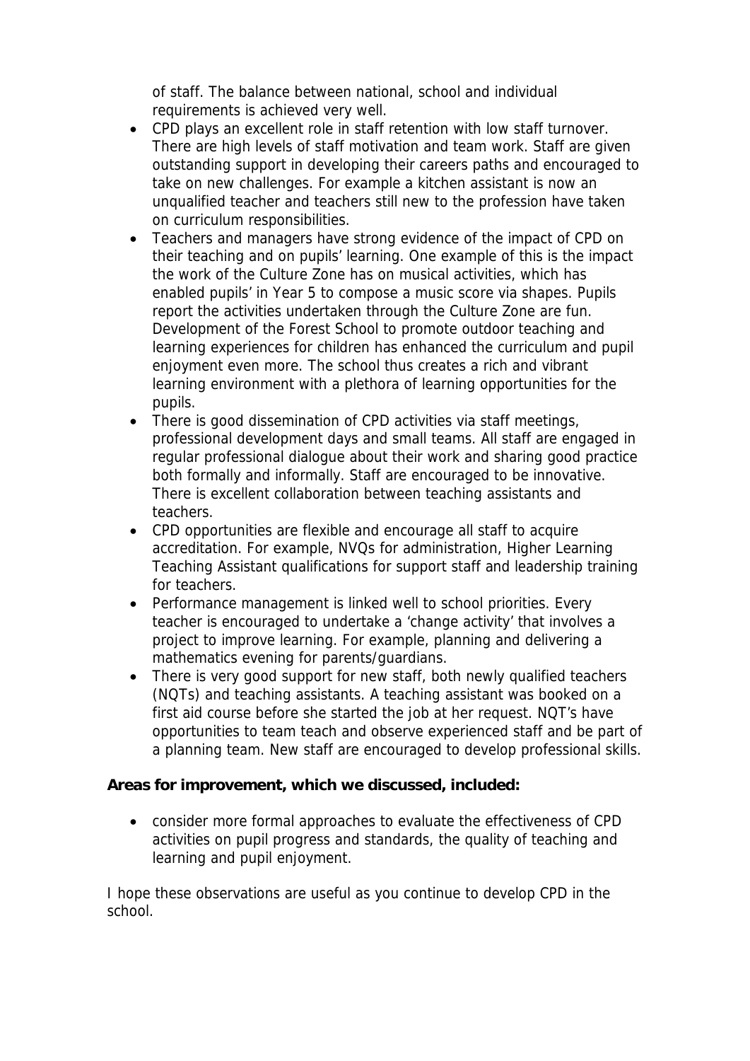of staff. The balance between national, school and individual requirements is achieved very well.

- CPD plays an excellent role in staff retention with low staff turnover. There are high levels of staff motivation and team work. Staff are given outstanding support in developing their careers paths and encouraged to take on new challenges. For example a kitchen assistant is now an unqualified teacher and teachers still new to the profession have taken on curriculum responsibilities.
- Teachers and managers have strong evidence of the impact of CPD on their teaching and on pupils' learning. One example of this is the impact the work of the Culture Zone has on musical activities, which has enabled pupils' in Year 5 to compose a music score via shapes. Pupils report the activities undertaken through the Culture Zone are fun. Development of the Forest School to promote outdoor teaching and learning experiences for children has enhanced the curriculum and pupil enjoyment even more. The school thus creates a rich and vibrant learning environment with a plethora of learning opportunities for the pupils.
- There is good dissemination of CPD activities via staff meetings, professional development days and small teams. All staff are engaged in regular professional dialogue about their work and sharing good practice both formally and informally. Staff are encouraged to be innovative. There is excellent collaboration between teaching assistants and teachers.
- CPD opportunities are flexible and encourage all staff to acquire accreditation. For example, NVQs for administration, Higher Learning Teaching Assistant qualifications for support staff and leadership training for teachers.
- Performance management is linked well to school priorities. Every teacher is encouraged to undertake a 'change activity' that involves a project to improve learning. For example, planning and delivering a mathematics evening for parents/guardians.
- There is very good support for new staff, both newly qualified teachers (NQTs) and teaching assistants. A teaching assistant was booked on a first aid course before she started the job at her request. NQT's have opportunities to team teach and observe experienced staff and be part of a planning team. New staff are encouraged to develop professional skills.

**Areas for improvement, which we discussed, included:**

- consider more formal approaches to evaluate the effectiveness of CPD activities on pupil progress and standards, the quality of teaching and learning and pupil enjoyment.

I hope these observations are useful as you continue to develop CPD in the school.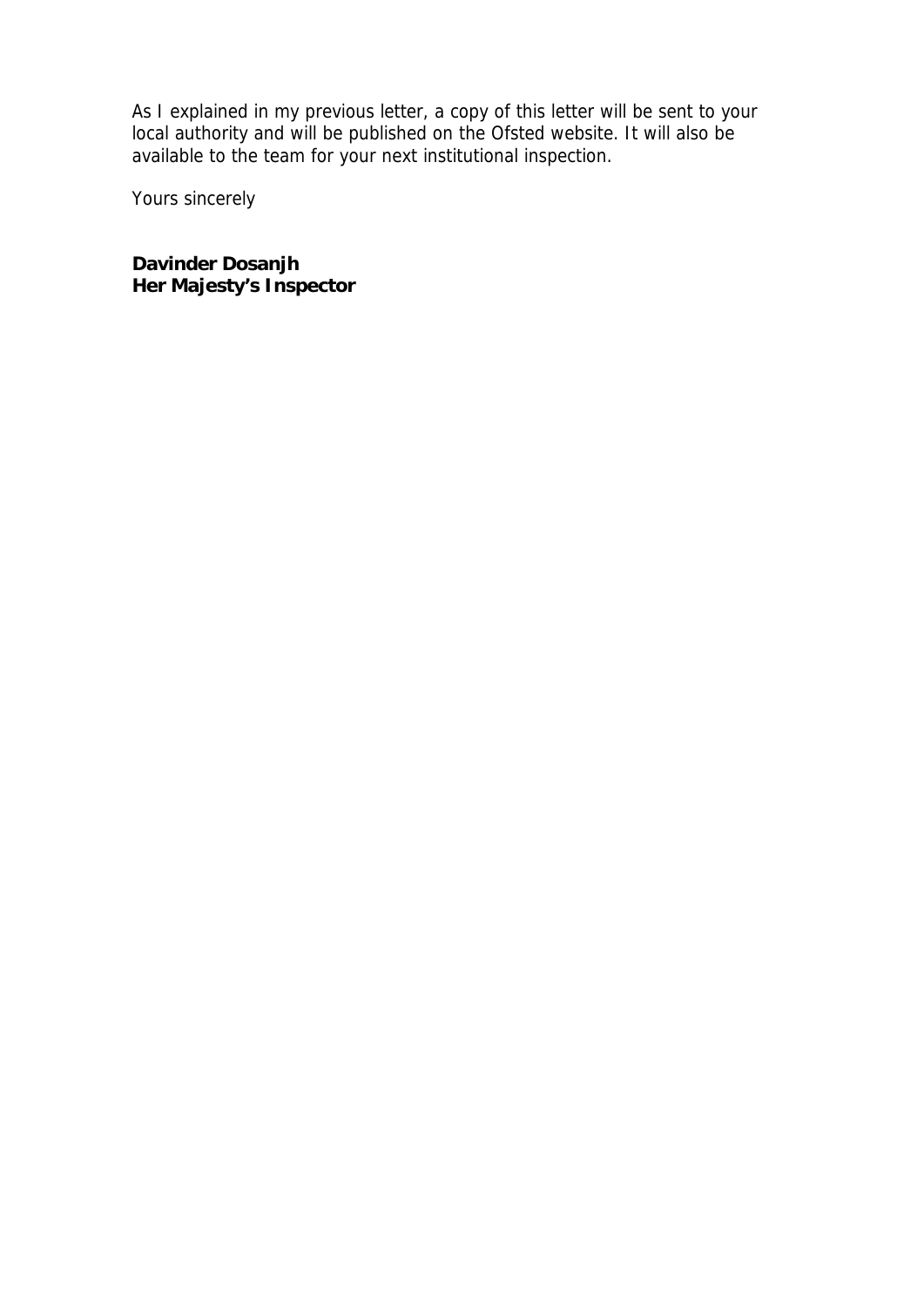As I explained in my previous letter, a copy of this letter will be sent to your local authority and will be published on the Ofsted website. It will also be available to the team for your next institutional inspection.

Yours sincerely

**Davinder Dosanjh**
**Her Majesty's Inspector**